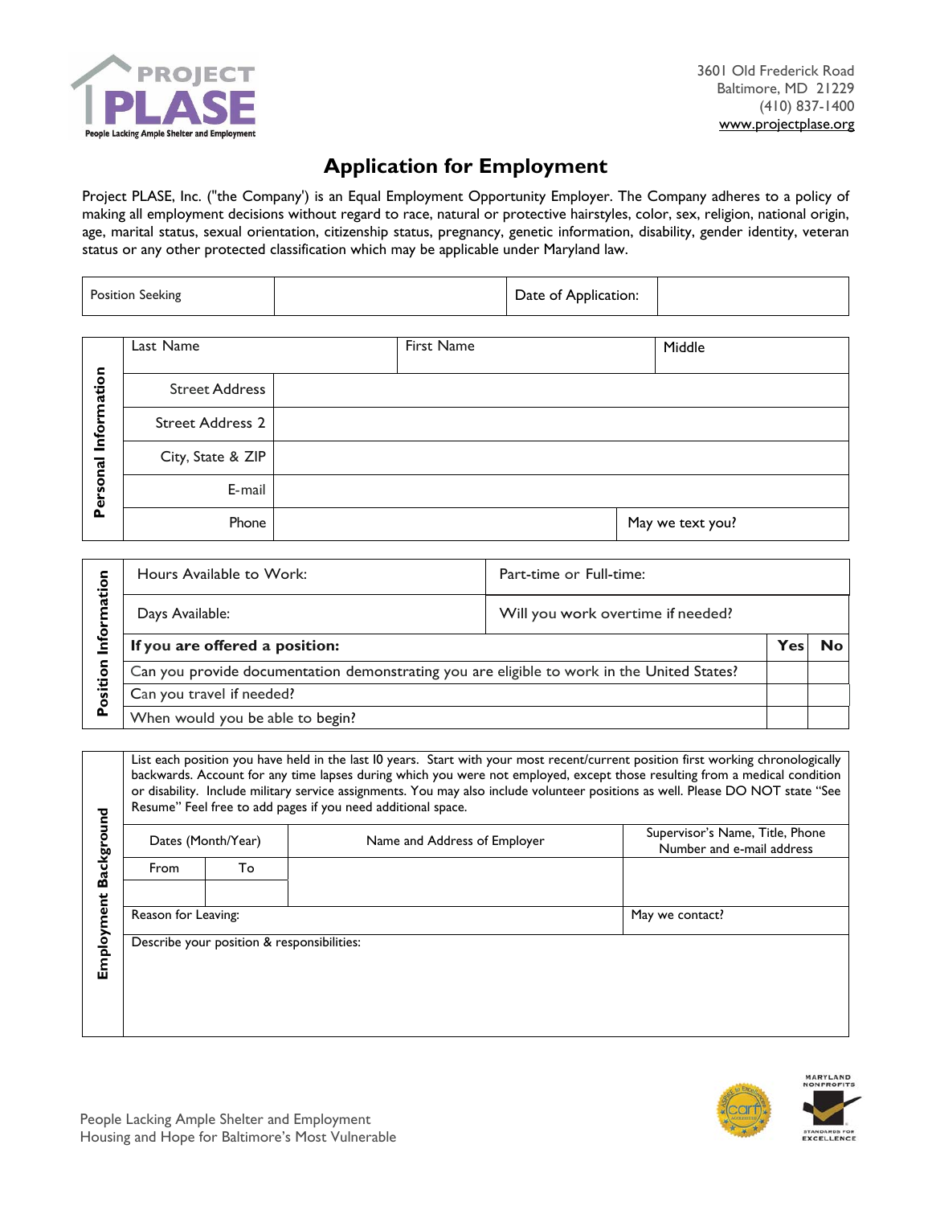PROJECT PLASE
People Lacking Ample Shelter and Employment

3601 Old Frederick Road
Baltimore, MD 21229
(410) 837-1400
www.projectplase.org

# Application for Employment

Project PLASE, Inc. ("the Company') is an Equal Employment Opportunity Employer. The Company adheres to a policy of making all employment decisions without regard to race, natural or protective hairstyles, color, sex, religion, national origin, age, marital status, sexual orientation, citizenship status, pregnancy, genetic information, disability, gender identity, veteran status or any other protected classification which may be applicable under Maryland law.

| | | | |
|---|---|---|---|
| Position Seeking | | Date of Application: | |

**Personal Information**

| | | | |
|---|---|---|---|
| Last Name | | First Name | Middle |
| Street Address | | | |
| Street Address 2 | | | |
| City, State & ZIP | | | |
| E-mail | | | |
| Phone | | May we text you? | |

**Position Information**

| | | | |
|---|---|---|---|
| Hours Available to Work: | Part-time or Full-time: | | |
| Days Available: | Will you work overtime if needed? | | |
| **If you are offered a position:** | | **Yes** | **No** |
| Can you provide documentation demonstrating you are eligible to work in the United States? | | | |
| Can you travel if needed? | | | |
| When would you be able to begin? | | | |

**Employment Background**

List each position you have held in the last 10 years. Start with your most recent/current position first working chronologically backwards. Account for any time lapses during which you were not employed, except those resulting from a medical condition or disability. Include military service assignments. You may also include volunteer positions as well. Please DO NOT state "See Resume" Feel free to add pages if you need additional space.

| Dates (Month/Year) | | Name and Address of Employer | Supervisor's Name, Title, Phone Number and e-mail address |
|---|---|---|---|
| From | To | | |
| | | | |
| Reason for Leaving: | | | May we contact? |
| Describe your position & responsibilities: | | | |

People Lacking Ample Shelter and Employment
Housing and Hope for Baltimore's Most Vulnerable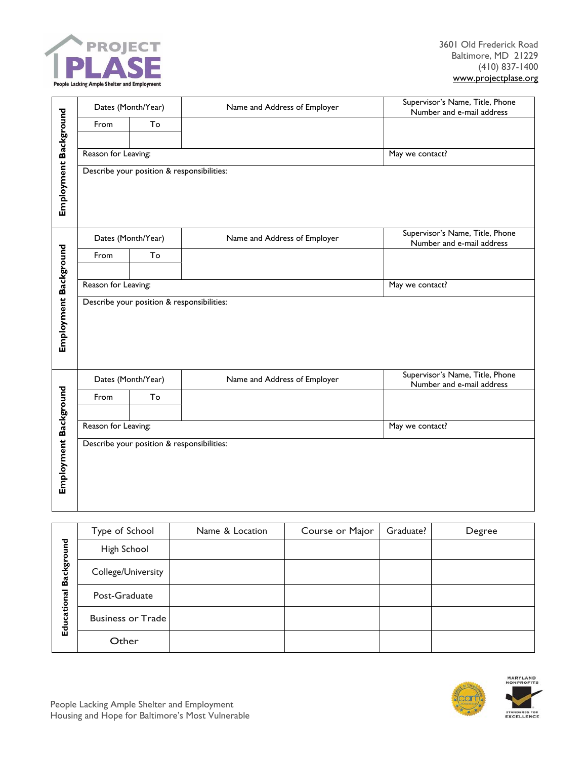PROJECT PLASE
People Lacking Ample Shelter and Employment

3601 Old Frederick Road
Baltimore, MD 21229
(410) 837-1400
www.projectplase.org

**Employment Background**

| Dates (Month/Year) | | Name and Address of Employer | Supervisor's Name, Title, Phone Number and e-mail address |
|---|---|---|---|
| From | To | | |
| | | | |
| Reason for Leaving: | | | May we contact? |
| Describe your position & responsibilities: | | | |

**Employment Background**

| Dates (Month/Year) | | Name and Address of Employer | Supervisor's Name, Title, Phone Number and e-mail address |
|---|---|---|---|
| From | To | | |
| | | | |
| Reason for Leaving: | | | May we contact? |
| Describe your position & responsibilities: | | | |

**Employment Background**

| Dates (Month/Year) | | Name and Address of Employer | Supervisor's Name, Title, Phone Number and e-mail address |
|---|---|---|---|
| From | To | | |
| | | | |
| Reason for Leaving: | | | May we contact? |
| Describe your position & responsibilities: | | | |

**Educational Background**

| Type of School | Name & Location | Course or Major | Graduate? | Degree |
|---|---|---|---|---|
| High School | | | | |
| College/University | | | | |
| Post-Graduate | | | | |
| Business or Trade | | | | |
| Other | | | | |

People Lacking Ample Shelter and Employment
Housing and Hope for Baltimore's Most Vulnerable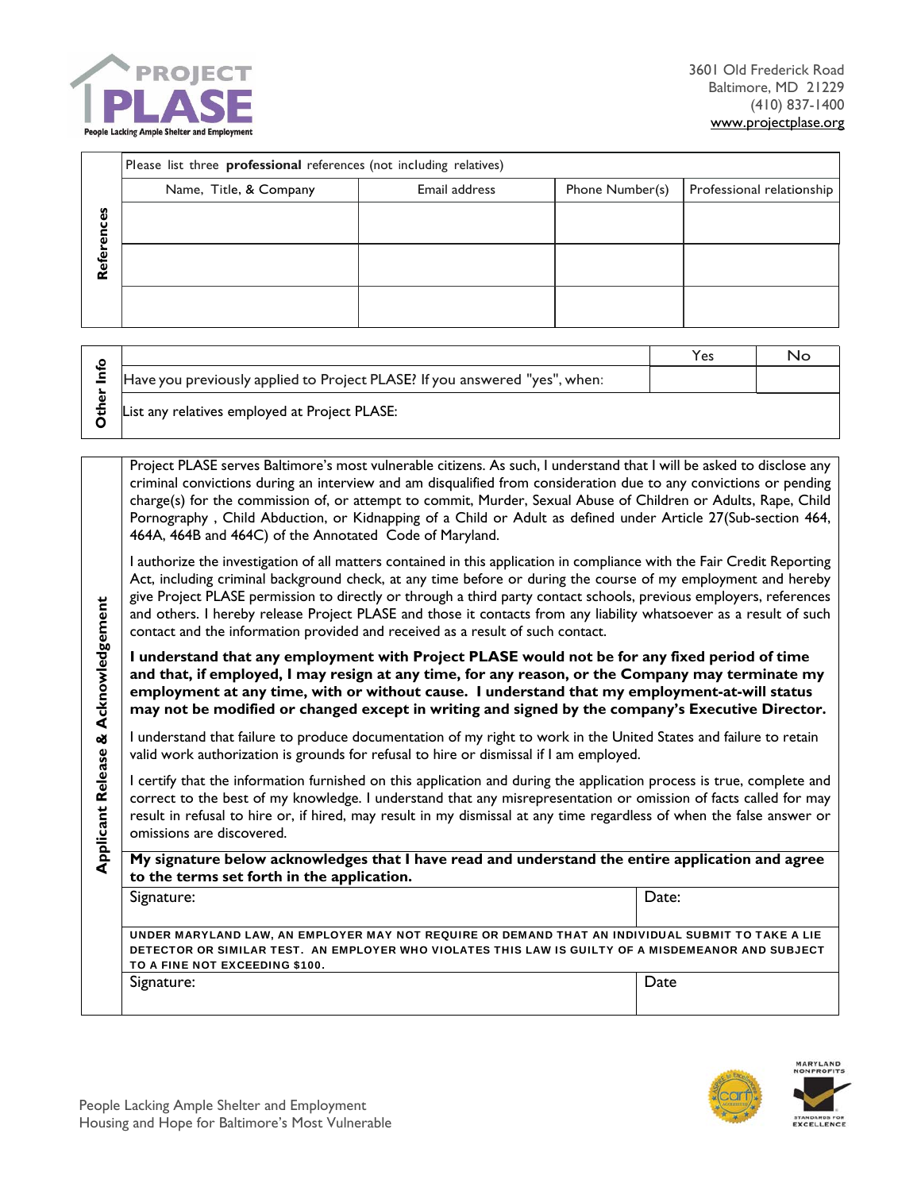3601 Old Frederick Road
Baltimore, MD 21229
(410) 837-1400
www.projectplase.org

**PROJECT PLASE**
People Lacking Ample Shelter and Employment

## References

Please list three **professional** references (not including relatives)

| Name, Title, & Company | Email address | Phone Number(s) | Professional relationship |
|---|---|---|---|
| | | | |
| | | | |
| | | | |

## Other Info

| | Yes | No |
|---|---|---|
| Have you previously applied to Project PLASE? If you answered "yes", when: | | |
| List any relatives employed at Project PLASE: | | |

## Applicant Release & Acknowledgement

Project PLASE serves Baltimore's most vulnerable citizens. As such, I understand that I will be asked to disclose any criminal convictions during an interview and am disqualified from consideration due to any convictions or pending charge(s) for the commission of, or attempt to commit, Murder, Sexual Abuse of Children or Adults, Rape, Child Pornography , Child Abduction, or Kidnapping of a Child or Adult as defined under Article 27(Sub-section 464, 464A, 464B and 464C) of the Annotated Code of Maryland.

I authorize the investigation of all matters contained in this application in compliance with the Fair Credit Reporting Act, including criminal background check, at any time before or during the course of my employment and hereby give Project PLASE permission to directly or through a third party contact schools, previous employers, references and others. I hereby release Project PLASE and those it contacts from any liability whatsoever as a result of such contact and the information provided and received as a result of such contact.

**I understand that any employment with Project PLASE would not be for any fixed period of time and that, if employed, I may resign at any time, for any reason, or the Company may terminate my employment at any time, with or without cause. I understand that my employment-at-will status may not be modified or changed except in writing and signed by the company's Executive Director.**

I understand that failure to produce documentation of my right to work in the United States and failure to retain valid work authorization is grounds for refusal to hire or dismissal if I am employed.

I certify that the information furnished on this application and during the application process is true, complete and correct to the best of my knowledge. I understand that any misrepresentation or omission of facts called for may result in refusal to hire or, if hired, may result in my dismissal at any time regardless of when the false answer or omissions are discovered.

**My signature below acknowledges that I have read and understand the entire application and agree to the terms set forth in the application.**

| Signature: | Date: |
|---|---|

**UNDER MARYLAND LAW, AN EMPLOYER MAY NOT REQUIRE OR DEMAND THAT AN INDIVIDUAL SUBMIT TO TAKE A LIE DETECTOR OR SIMILAR TEST. AN EMPLOYER WHO VIOLATES THIS LAW IS GUILTY OF A MISDEMEANOR AND SUBJECT TO A FINE NOT EXCEEDING $100.**

| Signature: | Date |
|---|---|

People Lacking Ample Shelter and Employment
Housing and Hope for Baltimore's Most Vulnerable